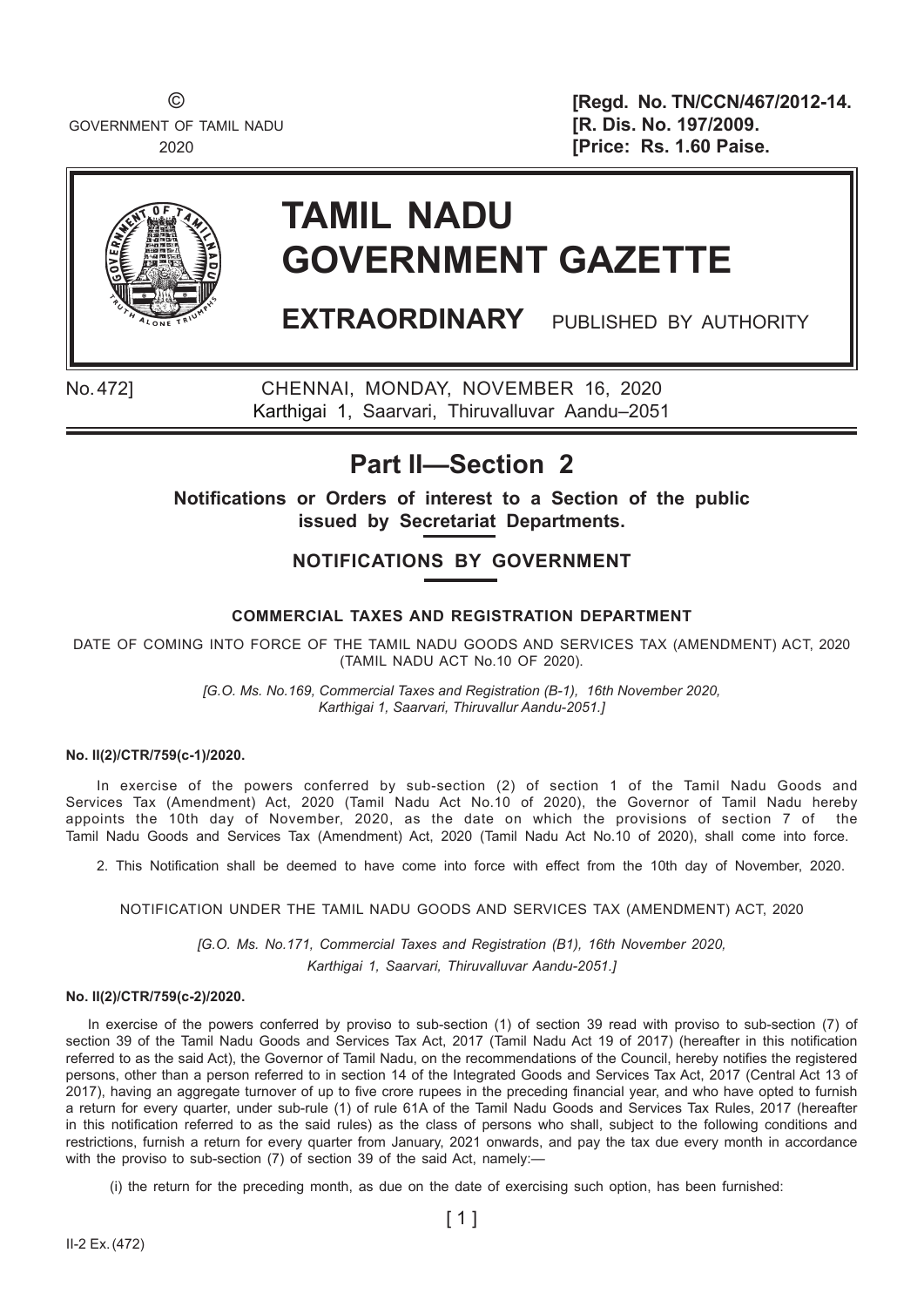©
GOVERNMENT OF TAMIL NADU
2020

**[Regd. No. TN/CCN/467/2012-14.**
**[R. Dis. No. 197/2009.**
**[Price: Rs. 1.60 Paise.**

# TAMIL NADU GOVERNMENT GAZETTE

## EXTRAORDINARY PUBLISHED BY AUTHORITY

No. 472] CHENNAI, MONDAY, NOVEMBER 16, 2020
Karthigai 1, Saarvari, Thiruvalluvar Aandu–2051

## Part II—Section 2

**Notifications or Orders of interest to a Section of the public issued by Secretariat Departments.**

### NOTIFICATIONS BY GOVERNMENT

#### COMMERCIAL TAXES AND REGISTRATION DEPARTMENT

DATE OF COMING INTO FORCE OF THE TAMIL NADU GOODS AND SERVICES TAX (AMENDMENT) ACT, 2020 (TAMIL NADU ACT No.10 OF 2020).

*[G.O. Ms. No.169, Commercial Taxes and Registration (B-1), 16th November 2020, Karthigai 1, Saarvari, Thiruvallur Aandu-2051.]*

**No. II(2)/CTR/759(c-1)/2020.**

In exercise of the powers conferred by sub-section (2) of section 1 of the Tamil Nadu Goods and Services Tax (Amendment) Act, 2020 (Tamil Nadu Act No.10 of 2020), the Governor of Tamil Nadu hereby appoints the 10th day of November, 2020, as the date on which the provisions of section 7 of the Tamil Nadu Goods and Services Tax (Amendment) Act, 2020 (Tamil Nadu Act No.10 of 2020), shall come into force.

2. This Notification shall be deemed to have come into force with effect from the 10th day of November, 2020.

NOTIFICATION UNDER THE TAMIL NADU GOODS AND SERVICES TAX (AMENDMENT) ACT, 2020

*[G.O. Ms. No.171, Commercial Taxes and Registration (B1), 16th November 2020, Karthigai 1, Saarvari, Thiruvalluvar Aandu-2051.]*

**No. II(2)/CTR/759(c-2)/2020.**

In exercise of the powers conferred by proviso to sub-section (1) of section 39 read with proviso to sub-section (7) of section 39 of the Tamil Nadu Goods and Services Tax Act, 2017 (Tamil Nadu Act 19 of 2017) (hereafter in this notification referred to as the said Act), the Governor of Tamil Nadu, on the recommendations of the Council, hereby notifies the registered persons, other than a person referred to in section 14 of the Integrated Goods and Services Tax Act, 2017 (Central Act 13 of 2017), having an aggregate turnover of up to five crore rupees in the preceding financial year, and who have opted to furnish a return for every quarter, under sub-rule (1) of rule 61A of the Tamil Nadu Goods and Services Tax Rules, 2017 (hereafter in this notification referred to as the said rules) as the class of persons who shall, subject to the following conditions and restrictions, furnish a return for every quarter from January, 2021 onwards, and pay the tax due every month in accordance with the proviso to sub-section (7) of section 39 of the said Act, namely:—

(i) the return for the preceding month, as due on the date of exercising such option, has been furnished: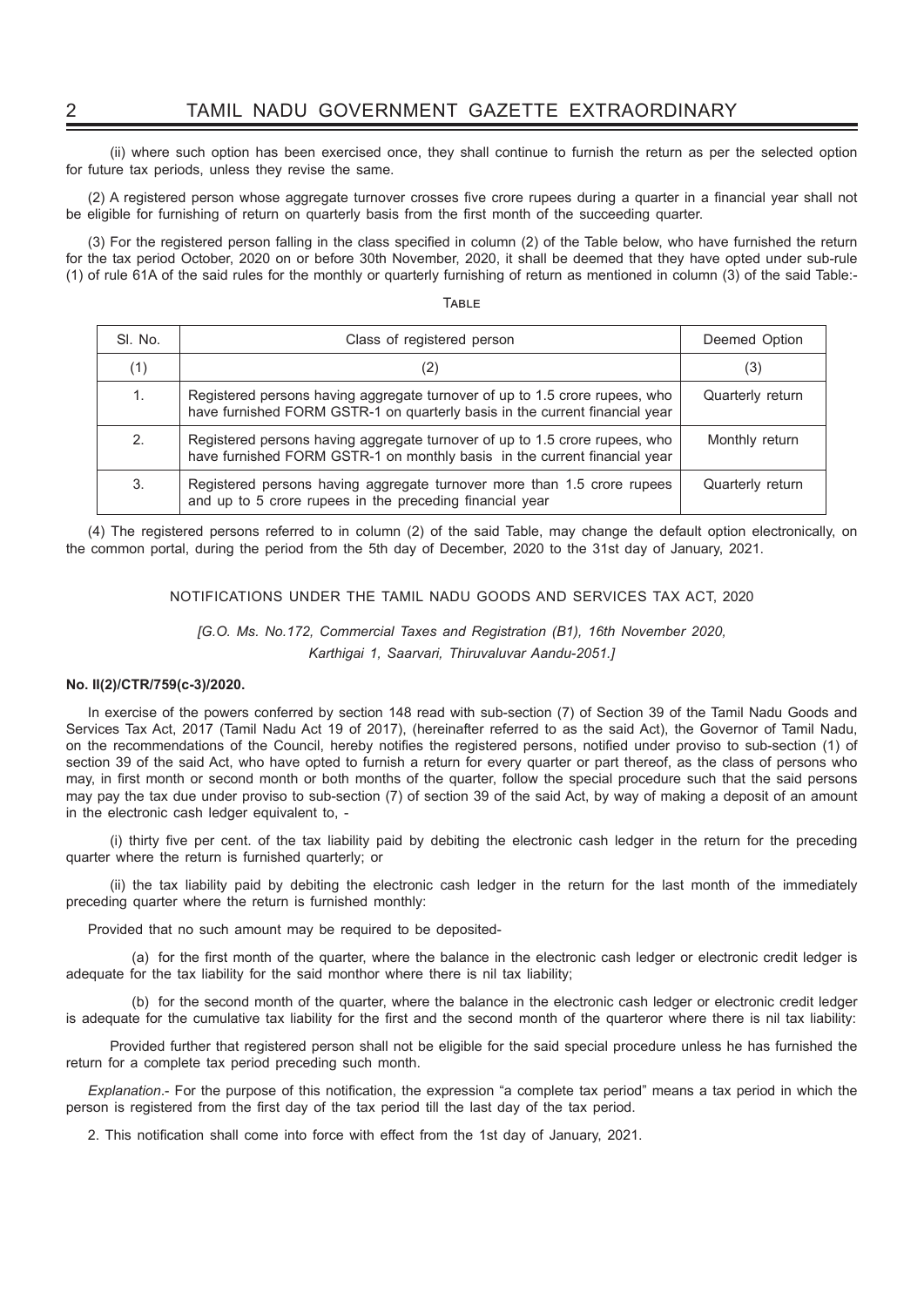(ii) where such option has been exercised once, they shall continue to furnish the return as per the selected option for future tax periods, unless they revise the same.

(2) A registered person whose aggregate turnover crosses five crore rupees during a quarter in a financial year shall not be eligible for furnishing of return on quarterly basis from the first month of the succeeding quarter.

(3) For the registered person falling in the class specified in column (2) of the Table below, who have furnished the return for the tax period October, 2020 on or before 30th November, 2020, it shall be deemed that they have opted under sub-rule (1) of rule 61A of the said rules for the monthly or quarterly furnishing of return as mentioned in column (3) of the said Table:-

TABLE

| Sl. No. | Class of registered person | Deemed Option |
|---|---|---|
| (1) | (2) | (3) |
| 1. | Registered persons having aggregate turnover of up to 1.5 crore rupees, who have furnished FORM GSTR-1 on quarterly basis in the current financial year | Quarterly return |
| 2. | Registered persons having aggregate turnover of up to 1.5 crore rupees, who have furnished FORM GSTR-1 on monthly basis in the current financial year | Monthly return |
| 3. | Registered persons having aggregate turnover more than 1.5 crore rupees and up to 5 crore rupees in the preceding financial year | Quarterly return |

(4) The registered persons referred to in column (2) of the said Table, may change the default option electronically, on the common portal, during the period from the 5th day of December, 2020 to the 31st day of January, 2021.

NOTIFICATIONS UNDER THE TAMIL NADU GOODS AND SERVICES TAX ACT, 2020

*[G.O. Ms. No.172, Commercial Taxes and Registration (B1), 16th November 2020, Karthigai 1, Saarvari, Thiruvaluvar Aandu-2051.]*

**No. II(2)/CTR/759(c-3)/2020.**

In exercise of the powers conferred by section 148 read with sub-section (7) of Section 39 of the Tamil Nadu Goods and Services Tax Act, 2017 (Tamil Nadu Act 19 of 2017), (hereinafter referred to as the said Act), the Governor of Tamil Nadu, on the recommendations of the Council, hereby notifies the registered persons, notified under proviso to sub-section (1) of section 39 of the said Act, who have opted to furnish a return for every quarter or part thereof, as the class of persons who may, in first month or second month or both months of the quarter, follow the special procedure such that the said persons may pay the tax due under proviso to sub-section (7) of section 39 of the said Act, by way of making a deposit of an amount in the electronic cash ledger equivalent to, -

(i) thirty five per cent. of the tax liability paid by debiting the electronic cash ledger in the return for the preceding quarter where the return is furnished quarterly; or

(ii) the tax liability paid by debiting the electronic cash ledger in the return for the last month of the immediately preceding quarter where the return is furnished monthly:

Provided that no such amount may be required to be deposited-

(a) for the first month of the quarter, where the balance in the electronic cash ledger or electronic credit ledger is adequate for the tax liability for the said monthor where there is nil tax liability;

(b) for the second month of the quarter, where the balance in the electronic cash ledger or electronic credit ledger is adequate for the cumulative tax liability for the first and the second month of the quarteror where there is nil tax liability:

Provided further that registered person shall not be eligible for the said special procedure unless he has furnished the return for a complete tax period preceding such month.

*Explanation*.- For the purpose of this notification, the expression "a complete tax period" means a tax period in which the person is registered from the first day of the tax period till the last day of the tax period.

2. This notification shall come into force with effect from the 1st day of January, 2021.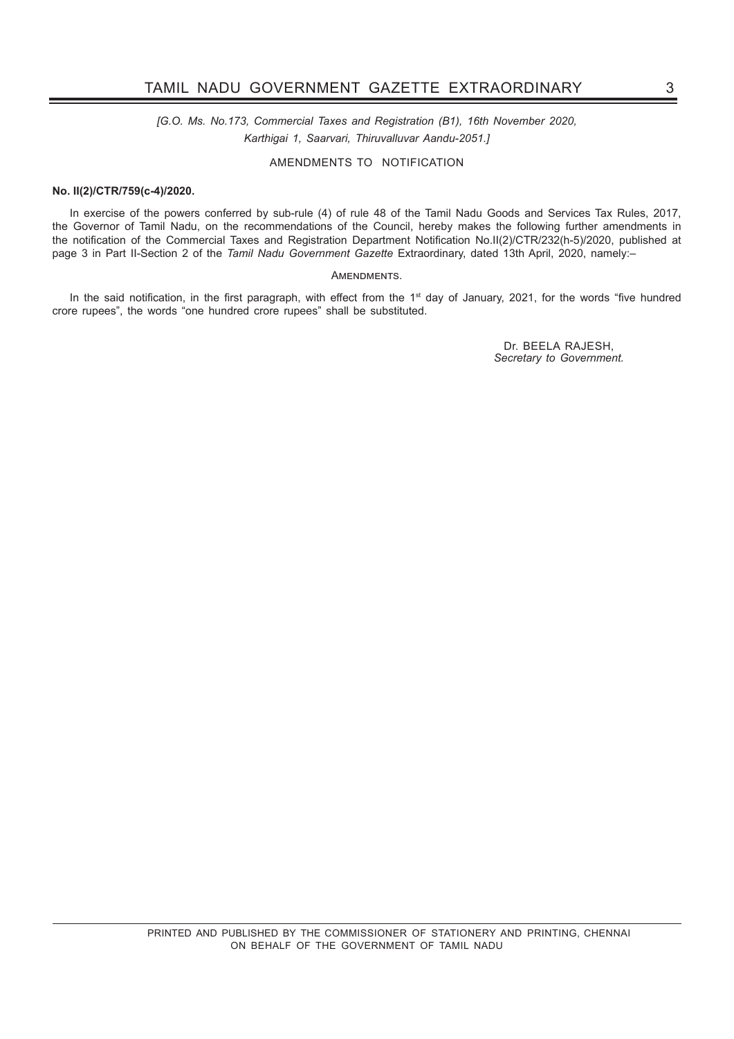*[G.O. Ms. No.173, Commercial Taxes and Registration (B1), 16th November 2020, Karthigai 1, Saarvari, Thiruvalluvar Aandu-2051.]*

AMENDMENTS TO NOTIFICATION

**No. II(2)/CTR/759(c-4)/2020.**

In exercise of the powers conferred by sub-rule (4) of rule 48 of the Tamil Nadu Goods and Services Tax Rules, 2017, the Governor of Tamil Nadu, on the recommendations of the Council, hereby makes the following further amendments in the notification of the Commercial Taxes and Registration Department Notification No.II(2)/CTR/232(h-5)/2020, published at page 3 in Part II-Section 2 of the *Tamil Nadu Government Gazette* Extraordinary, dated 13th April, 2020, namely:–

AMENDMENTS.

In the said notification, in the first paragraph, with effect from the 1st day of January, 2021, for the words "five hundred crore rupees", the words "one hundred crore rupees" shall be substituted.

Dr. BEELA RAJESH,
*Secretary to Government.*

PRINTED AND PUBLISHED BY THE COMMISSIONER OF STATIONERY AND PRINTING, CHENNAI ON BEHALF OF THE GOVERNMENT OF TAMIL NADU